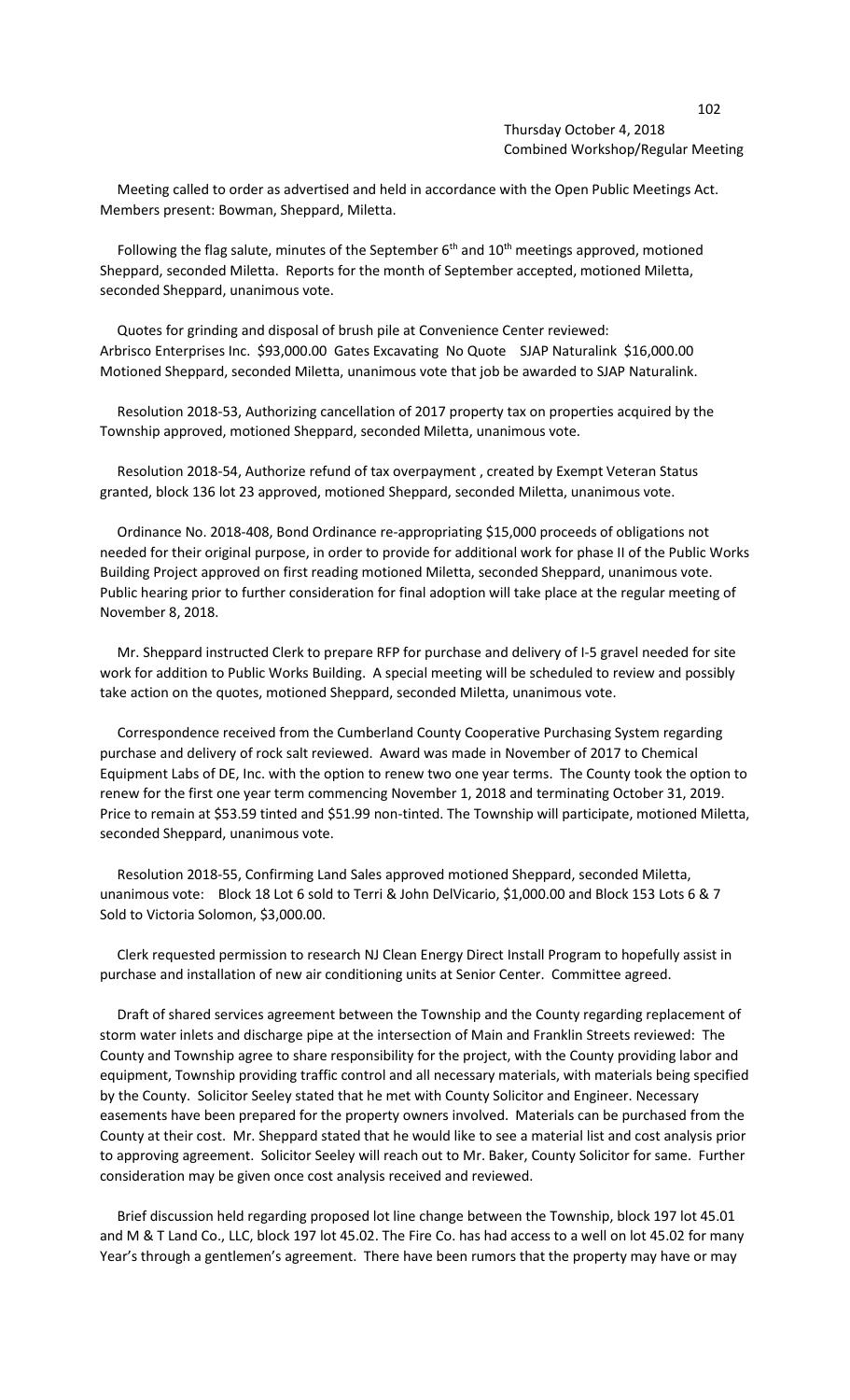Thursday October 4, 2018
Combined Workshop/Regular Meeting

Meeting called to order as advertised and held in accordance with the Open Public Meetings Act. Members present: Bowman, Sheppard, Miletta.

Following the flag salute, minutes of the September 6th and 10th meetings approved, motioned Sheppard, seconded Miletta. Reports for the month of September accepted, motioned Miletta, seconded Sheppard, unanimous vote.

Quotes for grinding and disposal of brush pile at Convenience Center reviewed:
Arbrisco Enterprises Inc. $93,000.00 Gates Excavating No Quote SJAP Naturalink $16,000.00
Motioned Sheppard, seconded Miletta, unanimous vote that job be awarded to SJAP Naturalink.

Resolution 2018-53, Authorizing cancellation of 2017 property tax on properties acquired by the Township approved, motioned Sheppard, seconded Miletta, unanimous vote.

Resolution 2018-54, Authorize refund of tax overpayment , created by Exempt Veteran Status granted, block 136 lot 23 approved, motioned Sheppard, seconded Miletta, unanimous vote.

Ordinance No. 2018-408, Bond Ordinance re-appropriating $15,000 proceeds of obligations not needed for their original purpose, in order to provide for additional work for phase II of the Public Works Building Project approved on first reading motioned Miletta, seconded Sheppard, unanimous vote. Public hearing prior to further consideration for final adoption will take place at the regular meeting of November 8, 2018.

Mr. Sheppard instructed Clerk to prepare RFP for purchase and delivery of I-5 gravel needed for site work for addition to Public Works Building. A special meeting will be scheduled to review and possibly take action on the quotes, motioned Sheppard, seconded Miletta, unanimous vote.

Correspondence received from the Cumberland County Cooperative Purchasing System regarding purchase and delivery of rock salt reviewed. Award was made in November of 2017 to Chemical Equipment Labs of DE, Inc. with the option to renew two one year terms. The County took the option to renew for the first one year term commencing November 1, 2018 and terminating October 31, 2019. Price to remain at $53.59 tinted and $51.99 non-tinted. The Township will participate, motioned Miletta, seconded Sheppard, unanimous vote.

Resolution 2018-55, Confirming Land Sales approved motioned Sheppard, seconded Miletta, unanimous vote: Block 18 Lot 6 sold to Terri & John DelVicario, $1,000.00 and Block 153 Lots 6 & 7 Sold to Victoria Solomon, $3,000.00.

Clerk requested permission to research NJ Clean Energy Direct Install Program to hopefully assist in purchase and installation of new air conditioning units at Senior Center. Committee agreed.

Draft of shared services agreement between the Township and the County regarding replacement of storm water inlets and discharge pipe at the intersection of Main and Franklin Streets reviewed: The County and Township agree to share responsibility for the project, with the County providing labor and equipment, Township providing traffic control and all necessary materials, with materials being specified by the County. Solicitor Seeley stated that he met with County Solicitor and Engineer. Necessary easements have been prepared for the property owners involved. Materials can be purchased from the County at their cost. Mr. Sheppard stated that he would like to see a material list and cost analysis prior to approving agreement. Solicitor Seeley will reach out to Mr. Baker, County Solicitor for same. Further consideration may be given once cost analysis received and reviewed.

Brief discussion held regarding proposed lot line change between the Township, block 197 lot 45.01 and M & T Land Co., LLC, block 197 lot 45.02. The Fire Co. has had access to a well on lot 45.02 for many Year's through a gentlemen's agreement. There have been rumors that the property may have or may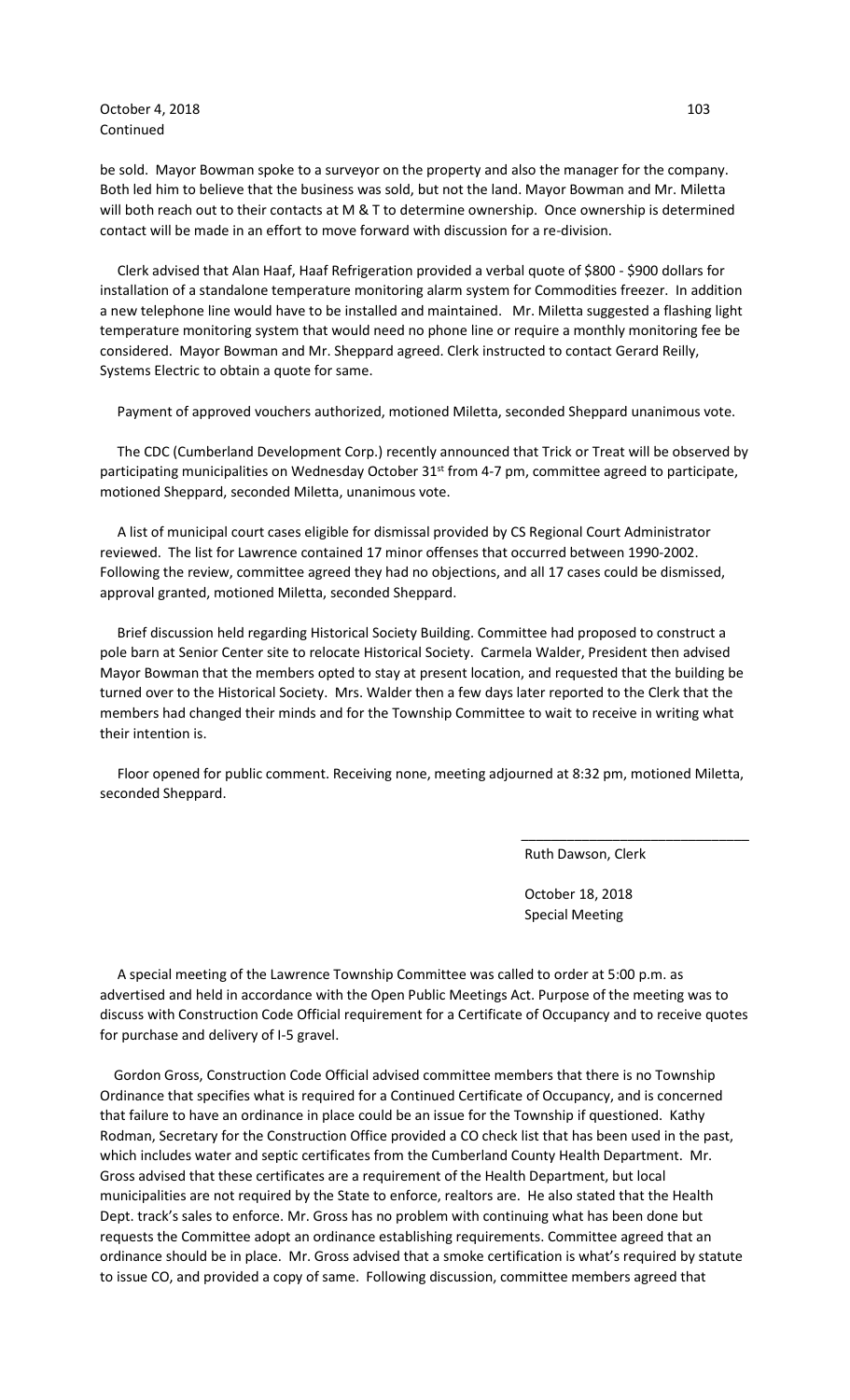October 4, 2018
Continued

be sold. Mayor Bowman spoke to a surveyor on the property and also the manager for the company. Both led him to believe that the business was sold, but not the land. Mayor Bowman and Mr. Miletta will both reach out to their contacts at M & T to determine ownership. Once ownership is determined contact will be made in an effort to move forward with discussion for a re-division.

Clerk advised that Alan Haaf, Haaf Refrigeration provided a verbal quote of $800 - $900 dollars for installation of a standalone temperature monitoring alarm system for Commodities freezer. In addition a new telephone line would have to be installed and maintained. Mr. Miletta suggested a flashing light temperature monitoring system that would need no phone line or require a monthly monitoring fee be considered. Mayor Bowman and Mr. Sheppard agreed. Clerk instructed to contact Gerard Reilly, Systems Electric to obtain a quote for same.

Payment of approved vouchers authorized, motioned Miletta, seconded Sheppard unanimous vote.

The CDC (Cumberland Development Corp.) recently announced that Trick or Treat will be observed by participating municipalities on Wednesday October 31st from 4-7 pm, committee agreed to participate, motioned Sheppard, seconded Miletta, unanimous vote.

A list of municipal court cases eligible for dismissal provided by CS Regional Court Administrator reviewed. The list for Lawrence contained 17 minor offenses that occurred between 1990-2002. Following the review, committee agreed they had no objections, and all 17 cases could be dismissed, approval granted, motioned Miletta, seconded Sheppard.

Brief discussion held regarding Historical Society Building. Committee had proposed to construct a pole barn at Senior Center site to relocate Historical Society. Carmela Walder, President then advised Mayor Bowman that the members opted to stay at present location, and requested that the building be turned over to the Historical Society. Mrs. Walder then a few days later reported to the Clerk that the members had changed their minds and for the Township Committee to wait to receive in writing what their intention is.

Floor opened for public comment. Receiving none, meeting adjourned at 8:32 pm, motioned Miletta, seconded Sheppard.

\_\_\_\_\_\_\_\_\_\_\_\_\_\_\_\_\_\_\_\_\_\_\_\_\_\_\_\_\_\_

Ruth Dawson, Clerk

October 18, 2018
Special Meeting

A special meeting of the Lawrence Township Committee was called to order at 5:00 p.m. as advertised and held in accordance with the Open Public Meetings Act. Purpose of the meeting was to discuss with Construction Code Official requirement for a Certificate of Occupancy and to receive quotes for purchase and delivery of I-5 gravel.

Gordon Gross, Construction Code Official advised committee members that there is no Township Ordinance that specifies what is required for a Continued Certificate of Occupancy, and is concerned that failure to have an ordinance in place could be an issue for the Township if questioned. Kathy Rodman, Secretary for the Construction Office provided a CO check list that has been used in the past, which includes water and septic certificates from the Cumberland County Health Department. Mr. Gross advised that these certificates are a requirement of the Health Department, but local municipalities are not required by the State to enforce, realtors are. He also stated that the Health Dept. track's sales to enforce. Mr. Gross has no problem with continuing what has been done but requests the Committee adopt an ordinance establishing requirements. Committee agreed that an ordinance should be in place. Mr. Gross advised that a smoke certification is what's required by statute to issue CO, and provided a copy of same. Following discussion, committee members agreed that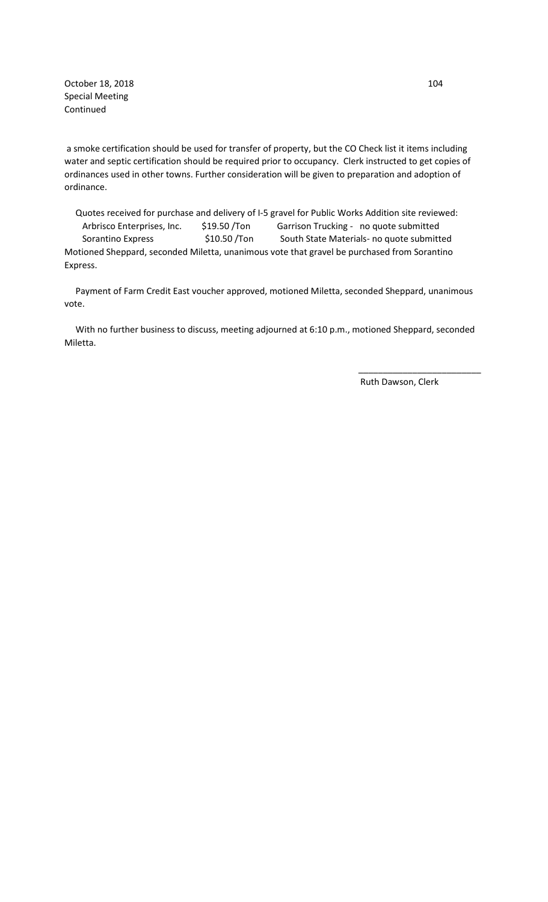October 18, 2018
Special Meeting
Continued

a smoke certification should be used for transfer of property, but the CO Check list it items including water and septic certification should be required prior to occupancy. Clerk instructed to get copies of ordinances used in other towns. Further consideration will be given to preparation and adoption of ordinance.

Quotes received for purchase and delivery of I-5 gravel for Public Works Addition site reviewed:

| | | |
|---|---|---|
| Arbrisco Enterprises, Inc. | $19.50 /Ton | Garrison Trucking - no quote submitted |
| Sorantino Express | $10.50 /Ton | South State Materials- no quote submitted |

Motioned Sheppard, seconded Miletta, unanimous vote that gravel be purchased from Sorantino Express.

Payment of Farm Credit East voucher approved, motioned Miletta, seconded Sheppard, unanimous vote.

With no further business to discuss, meeting adjourned at 6:10 p.m., motioned Sheppard, seconded Miletta.

\_\_\_\_\_\_\_\_\_\_\_\_\_\_\_\_\_\_\_\_\_\_\_\_\_

Ruth Dawson, Clerk